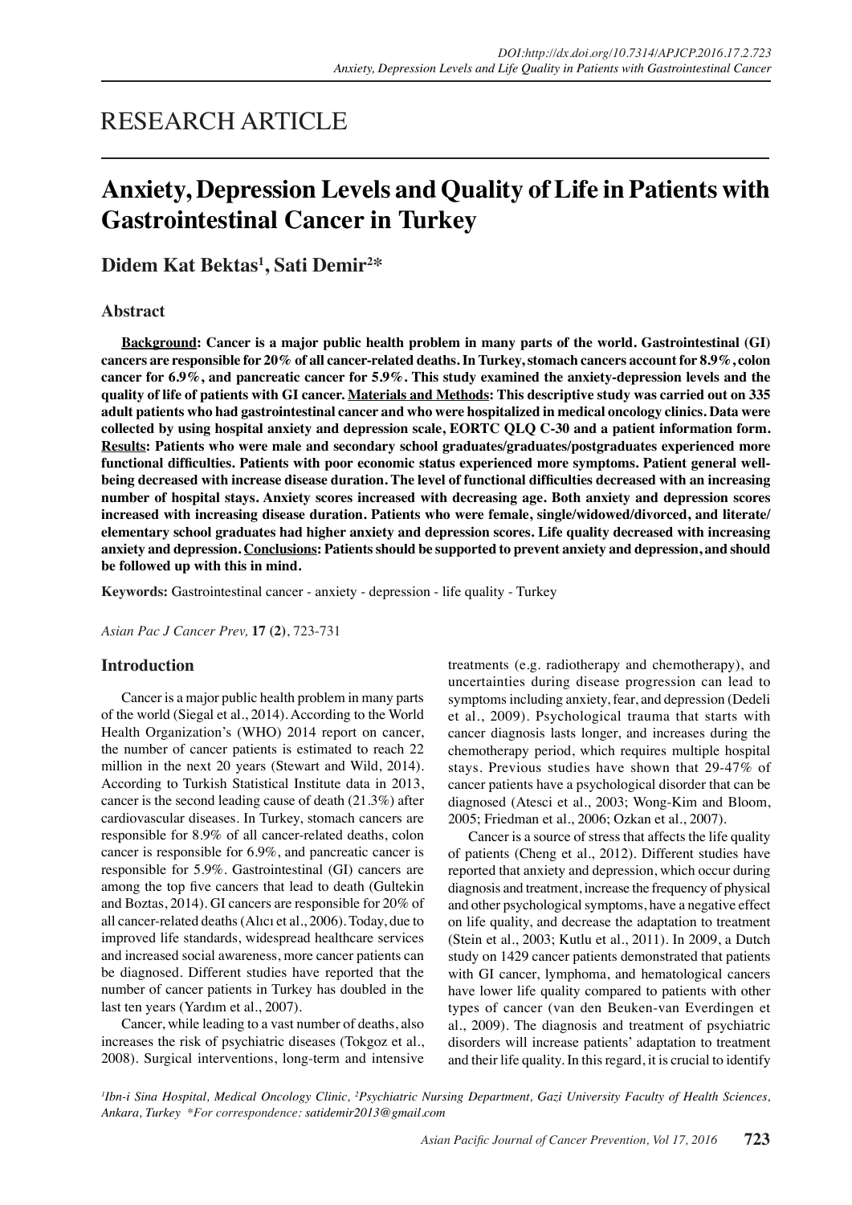RESEARCH ARTICLE

# Anxiety, Depression Levels and Quality of Life in Patients with Gastrointestinal Cancer in Turkey

**Didem Kat Bektas[1], Sati Demir[2]***

## Abstract

**Background: Cancer is a major public health problem in many parts of the world. Gastrointestinal (GI) cancers are responsible for 20% of all cancer-related deaths. In Turkey, stomach cancers account for 8.9%, colon cancer for 6.9%, and pancreatic cancer for 5.9%. This study examined the anxiety-depression levels and the quality of life of patients with GI cancer. Materials and Methods: This descriptive study was carried out on 335 adult patients who had gastrointestinal cancer and who were hospitalized in medical oncology clinics. Data were collected by using hospital anxiety and depression scale, EORTC QLQ C-30 and a patient information form. Results: Patients who were male and secondary school graduates/graduates/postgraduates experienced more functional difficulties. Patients with poor economic status experienced more symptoms. Patient general well-being decreased with increase disease duration. The level of functional difficulties decreased with an increasing number of hospital stays. Anxiety scores increased with decreasing age. Both anxiety and depression scores increased with increasing disease duration. Patients who were female, single/widowed/divorced, and literate/ elementary school graduates had higher anxiety and depression scores. Life quality decreased with increasing anxiety and depression. Conclusions: Patients should be supported to prevent anxiety and depression, and should be followed up with this in mind.**

**Keywords:** Gastrointestinal cancer - anxiety - depression - life quality - Turkey

*Asian Pac J Cancer Prev,* **17 (2)**, 723-731

## Introduction

Cancer is a major public health problem in many parts of the world (Siegal et al., 2014). According to the World Health Organization's (WHO) 2014 report on cancer, the number of cancer patients is estimated to reach 22 million in the next 20 years (Stewart and Wild, 2014). According to Turkish Statistical Institute data in 2013, cancer is the second leading cause of death (21.3%) after cardiovascular diseases. In Turkey, stomach cancers are responsible for 8.9% of all cancer-related deaths, colon cancer is responsible for 6.9%, and pancreatic cancer is responsible for 5.9%. Gastrointestinal (GI) cancers are among the top five cancers that lead to death (Gultekin and Boztas, 2014). GI cancers are responsible for 20% of all cancer-related deaths (Alıcı et al., 2006). Today, due to improved life standards, widespread healthcare services and increased social awareness, more cancer patients can be diagnosed. Different studies have reported that the number of cancer patients in Turkey has doubled in the last ten years (Yardım et al., 2007).

Cancer, while leading to a vast number of deaths, also increases the risk of psychiatric diseases (Tokgoz et al., 2008). Surgical interventions, long-term and intensive treatments (e.g. radiotherapy and chemotherapy), and uncertainties during disease progression can lead to symptoms including anxiety, fear, and depression (Dedeli et al., 2009). Psychological trauma that starts with cancer diagnosis lasts longer, and increases during the chemotherapy period, which requires multiple hospital stays. Previous studies have shown that 29-47% of cancer patients have a psychological disorder that can be diagnosed (Atesci et al., 2003; Wong-Kim and Bloom, 2005; Friedman et al., 2006; Ozkan et al., 2007).

Cancer is a source of stress that affects the life quality of patients (Cheng et al., 2012). Different studies have reported that anxiety and depression, which occur during diagnosis and treatment, increase the frequency of physical and other psychological symptoms, have a negative effect on life quality, and decrease the adaptation to treatment (Stein et al., 2003; Kutlu et al., 2011). In 2009, a Dutch study on 1429 cancer patients demonstrated that patients with GI cancer, lymphoma, and hematological cancers have lower life quality compared to patients with other types of cancer (van den Beuken-van Everdingen et al., 2009). The diagnosis and treatment of psychiatric disorders will increase patients' adaptation to treatment and their life quality. In this regard, it is crucial to identify

*[1]Ibn-i Sina Hospital, Medical Oncology Clinic, [2]Psychiatric Nursing Department, Gazi University Faculty of Health Sciences, Ankara, Turkey \*For correspondence: satidemir2013@gmail.com*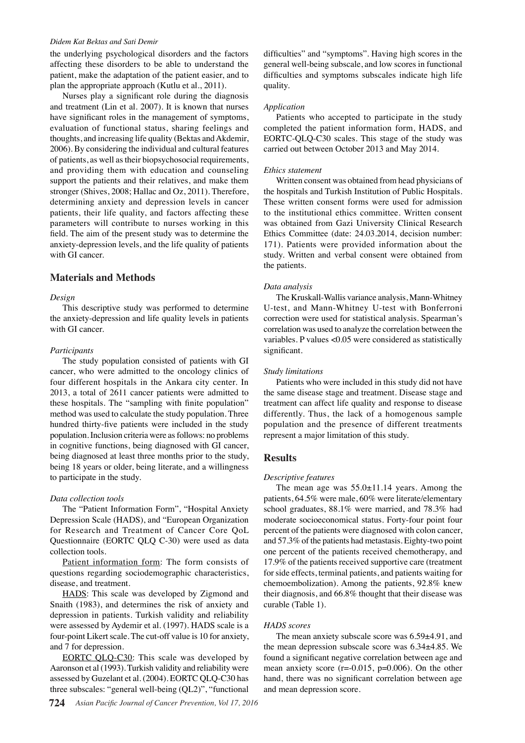the underlying psychological disorders and the factors affecting these disorders to be able to understand the patient, make the adaptation of the patient easier, and to plan the appropriate approach (Kutlu et al., 2011).

Nurses play a significant role during the diagnosis and treatment (Lin et al. 2007). It is known that nurses have significant roles in the management of symptoms, evaluation of functional status, sharing feelings and thoughts, and increasing life quality (Bektas and Akdemir, 2006). By considering the individual and cultural features of patients, as well as their biopsychosocial requirements, and providing them with education and counseling support the patients and their relatives, and make them stronger (Shives, 2008; Hallac and Oz, 2011). Therefore, determining anxiety and depression levels in cancer patients, their life quality, and factors affecting these parameters will contribute to nurses working in this field. The aim of the present study was to determine the anxiety-depression levels, and the life quality of patients with GI cancer.

## Materials and Methods

*Design*

This descriptive study was performed to determine the anxiety-depression and life quality levels in patients with GI cancer.

*Participants*

The study population consisted of patients with GI cancer, who were admitted to the oncology clinics of four different hospitals in the Ankara city center. In 2013, a total of 2611 cancer patients were admitted to these hospitals. The "sampling with finite population" method was used to calculate the study population. Three hundred thirty-five patients were included in the study population. Inclusion criteria were as follows: no problems in cognitive functions, being diagnosed with GI cancer, being diagnosed at least three months prior to the study, being 18 years or older, being literate, and a willingness to participate in the study.

*Data collection tools*

The "Patient Information Form", "Hospital Anxiety Depression Scale (HADS), and "European Organization for Research and Treatment of Cancer Core QoL Questionnaire (EORTC QLQ C-30) were used as data collection tools.

Patient information form: The form consists of questions regarding sociodemographic characteristics, disease, and treatment.

HADS: This scale was developed by Zigmond and Snaith (1983), and determines the risk of anxiety and depression in patients. Turkish validity and reliability were assessed by Aydemir et al. (1997). HADS scale is a four-point Likert scale. The cut-off value is 10 for anxiety, and 7 for depression.

EORTC QLQ-C30: This scale was developed by Aaronson et al (1993). Turkish validity and reliability were assessed by Guzelant et al. (2004). EORTC QLQ-C30 has three subscales: "general well-being (QL2)", "functional difficulties" and "symptoms". Having high scores in the general well-being subscale, and low scores in functional difficulties and symptoms subscales indicate high life quality.

*Application*

Patients who accepted to participate in the study completed the patient information form, HADS, and EORTC-QLQ-C30 scales. This stage of the study was carried out between October 2013 and May 2014.

*Ethics statement*

Written consent was obtained from head physicians of the hospitals and Turkish Institution of Public Hospitals. These written consent forms were used for admission to the institutional ethics committee. Written consent was obtained from Gazi University Clinical Research Ethics Committee (date: 24.03.2014, decision number: 171). Patients were provided information about the study. Written and verbal consent were obtained from the patients.

*Data analysis*

The Kruskall-Wallis variance analysis, Mann-Whitney U-test, and Mann-Whitney U-test with Bonferroni correction were used for statistical analysis. Spearman's correlation was used to analyze the correlation between the variables. P values <0.05 were considered as statistically significant.

*Study limitations*

Patients who were included in this study did not have the same disease stage and treatment. Disease stage and treatment can affect life quality and response to disease differently. Thus, the lack of a homogenous sample population and the presence of different treatments represent a major limitation of this study.

## Results

*Descriptive features*

The mean age was 55.0±11.14 years. Among the patients, 64.5% were male, 60% were literate/elementary school graduates, 88.1% were married, and 78.3% had moderate socioeconomical status. Forty-four point four percent of the patients were diagnosed with colon cancer, and 57.3% of the patients had metastasis. Eighty-two point one percent of the patients received chemotherapy, and 17.9% of the patients received supportive care (treatment for side effects, terminal patients, and patients waiting for chemoembolization). Among the patients, 92.8% knew their diagnosis, and 66.8% thought that their disease was curable (Table 1).

*HADS scores*

The mean anxiety subscale score was 6.59±4.91, and the mean depression subscale score was 6.34±4.85. We found a significant negative correlation between age and mean anxiety score ($r=-0.015$, $p=0.006$). On the other hand, there was no significant correlation between age and mean depression score.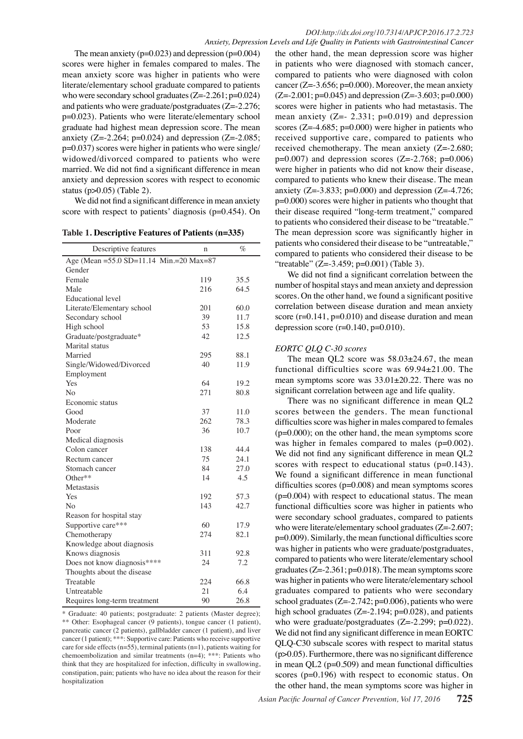The mean anxiety (p=0.023) and depression (p=0.004) scores were higher in females compared to males. The mean anxiety score was higher in patients who were literate/elementary school graduate compared to patients who were secondary school graduates (Z=-2.261; p=0.024) and patients who were graduate/postgraduates (Z=-2.276; p=0.023). Patients who were literate/elementary school graduate had highest mean depression score. The mean anxiety (Z=-2.264; p=0.024) and depression (Z=-2.085; p=0.037) scores were higher in patients who were single/widowed/divorced compared to patients who were married. We did not find a significant difference in mean anxiety and depression scores with respect to economic status (p>0.05) (Table 2).

We did not find a significant difference in mean anxiety score with respect to patients' diagnosis (p=0.454). On

**Table 1. Descriptive Features of Patients (n=335)**

| Descriptive features | n | % |
|---|---|---|
| Age (Mean =55.0 SD=11.14 Min.=20 Max=87 | | |
| Gender | | |
| Female | 119 | 35.5 |
| Male | 216 | 64.5 |
| Educational level | | |
| Literate/Elementary school | 201 | 60.0 |
| Secondary school | 39 | 11.7 |
| High school | 53 | 15.8 |
| Graduate/postgraduate* | 42 | 12.5 |
| Marital status | | |
| Married | 295 | 88.1 |
| Single/Widowed/Divorced | 40 | 11.9 |
| Employment | | |
| Yes | 64 | 19.2 |
| No | 271 | 80.8 |
| Economic status | | |
| Good | 37 | 11.0 |
| Moderate | 262 | 78.3 |
| Poor | 36 | 10.7 |
| Medical diagnosis | | |
| Colon cancer | 138 | 44.4 |
| Rectum cancer | 75 | 24.1 |
| Stomach cancer | 84 | 27.0 |
| Other** | 14 | 4.5 |
| Metastasis | | |
| Yes | 192 | 57.3 |
| No | 143 | 42.7 |
| Reason for hospital stay | | |
| Supportive care*** | 60 | 17.9 |
| Chemotherapy | 274 | 82.1 |
| Knowledge about diagnosis | | |
| Knows diagnosis | 311 | 92.8 |
| Does not know diagnosis**** | 24 | 7.2 |
| Thoughts about the disease | | |
| Treatable | 224 | 66.8 |
| Untreatable | 21 | 6.4 |
| Requires long-term treatment | 90 | 26.8 |

* Graduate: 40 patients; postgraduate: 2 patients (Master degree); ** Other: Esophageal cancer (9 patients), tongue cancer (1 patient), pancreatic cancer (2 patients), gallbladder cancer (1 patient), and liver cancer (1 patient); ***: Supportive care: Patients who receive supportive care for side effects (n=55), terminal patients (n=1), patients waiting for chemoembolization and similar treatments (n=4); ***: Patients who think that they are hospitalized for infection, difficulty in swallowing, constipation, pain; patients who have no idea about the reason for their hospitalization

the other hand, the mean depression score was higher in patients who were diagnosed with stomach cancer, compared to patients who were diagnosed with colon cancer (Z=-3.656; p=0.000). Moreover, the mean anxiety (Z=-2.001; p=0.045) and depression (Z=-3.603; p=0.000) scores were higher in patients who had metastasis. The mean anxiety (Z=- 2.331; p=0.019) and depression scores (Z=-4.685; p=0.000) were higher in patients who received supportive care, compared to patients who received chemotherapy. The mean anxiety (Z=-2.680; p=0.007) and depression scores (Z=-2.768; p=0.006) were higher in patients who did not know their disease, compared to patients who knew their disease. The mean anxiety (Z=-3.833; p=0.000) and depression (Z=-4.726; p=0.000) scores were higher in patients who thought that their disease required "long-term treatment," compared to patients who considered their disease to be "treatable." The mean depression score was significantly higher in patients who considered their disease to be "untreatable," compared to patients who considered their disease to be "treatable" (Z=-3.459; p=0.001) (Table 3).

We did not find a significant correlation between the number of hospital stays and mean anxiety and depression scores. On the other hand, we found a significant positive correlation between disease duration and mean anxiety score (r=0.141, p=0.010) and disease duration and mean depression score (r=0.140, p=0.010).

*EORTC QLQ C-30 scores*

The mean QL2 score was 58.03±24.67, the mean functional difficulties score was 69.94±21.00. The mean symptoms score was 33.01±20.22. There was no significant correlation between age and life quality.

There was no significant difference in mean QL2 scores between the genders. The mean functional difficulties score was higher in males compared to females (p=0.000); on the other hand, the mean symptoms score was higher in females compared to males (p=0.002). We did not find any significant difference in mean QL2 scores with respect to educational status (p=0.143). We found a significant difference in mean functional difficulties scores (p=0.008) and mean symptoms scores (p=0.004) with respect to educational status. The mean functional difficulties score was higher in patients who were secondary school graduates, compared to patients who were literate/elementary school graduates (Z=-2.607; p=0.009). Similarly, the mean functional difficulties score was higher in patients who were graduate/postgraduates, compared to patients who were literate/elementary school graduates (Z=-2.361; p=0.018). The mean symptoms score was higher in patients who were literate/elementary school graduates compared to patients who were secondary school graduates (Z=-2.742; p=0.006), patients who were high school graduates (Z=-2.194; p=0.028), and patients who were graduate/postgraduates (Z=-2.299; p=0.022). We did not find any significant difference in mean EORTC QLQ-C30 subscale scores with respect to marital status (p>0.05). Furthermore, there was no significant difference in mean QL2 (p=0.509) and mean functional difficulties scores (p=0.196) with respect to economic status. On the other hand, the mean symptoms score was higher in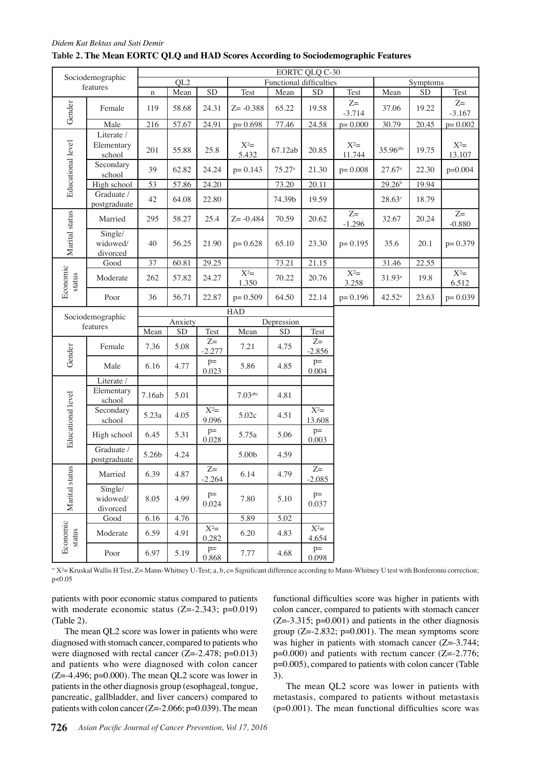**Table 2. The Mean EORTC QLQ and HAD Scores According to Sociodemographic Features**

| Sociodemographic features | | EORTC QLQ C-30 | | | | | | | | | | |
|---|---|---|---|---|---|---|---|---|---|---|---|---|
| | | QL2 | | | | Functional difficulties | | | Symptoms | | | |
| | | n | Mean | SD | Test | Mean | SD | Test | Mean | SD | Test | |
| Gender | Female | 119 | 58.68 | 24.31 | Z= -0.388 | 65.22 | 19.58 | Z= -3.714 | 37.06 | 19.22 | Z= -3.167 | |
| | Male | 216 | 57.67 | 24.91 | p= 0.698 | 77.46 | 24.58 | p= 0.000 | 30.79 | 20.45 | p= 0.002 | |
| Educational level | Literate / Elementary school | 201 | 55.88 | 25.8 | $X^2$= 5.432 | 67.12ab | 20.85 | $X^2$= 11.744 | 35.96[abc] | 19.75 | $X^2$= 13.107 | |
| | Secondary school | 39 | 62.82 | 24.24 | p= 0.143 | 75.27[a] | 21.30 | p= 0.008 | 27.67[a] | 22.30 | p=0.004 | |
| | High school | 53 | 57.86 | 24.20 | | 73.20 | 20.11 | | 29.26[b] | 19.94 | | |
| | Graduate / postgraduate | 42 | 64.08 | 22.80 | | 74.39b | 19.59 | | 28.63[c] | 18.79 | | |
| Marital status | Married | 295 | 58.27 | 25.4 | Z= -0.484 | 70.59 | 20.62 | Z= -1.296 | 32.67 | 20.24 | Z= -0.880 | |
| | Single/ widowed/ divorced | 40 | 56.25 | 21.90 | p= 0.628 | 65.10 | 23.30 | p= 0.195 | 35.6 | 20.1 | p= 0.379 | |
| Economic status | Good | 37 | 60.81 | 29.25 | | 73.21 | 21.15 | | 31.46 | 22.55 | | |
| | Moderate | 262 | 57.82 | 24.27 | $X^2$= 1.350 | 70.22 | 20.76 | $X^2$= 3.258 | 31.93[a] | 19.8 | $X^2$= 6.512 | |
| | Poor | 36 | 56.71 | 22.87 | p= 0.509 | 64.50 | 22.14 | p= 0.196 | 42.52[a] | 23.63 | p= 0.039 | |

| Sociodemographic features | | HAD | | | | | |
|---|---|---|---|---|---|---|---|
| | | Anxiety | | | Depression | | |
| | | Mean | SD | Test | Mean | SD | Test |
| Gender | Female | 7.36 | 5.08 | Z= -2.277 | 7.21 | 4.75 | Z= -2.856 |
| | Male | 6.16 | 4.77 | p= 0.023 | 5.86 | 4.85 | p= 0.004 |
| Educational level | Literate / Elementary school | 7.16ab | 5.01 | | 7.03[abc] | 4.81 | |
| | Secondary school | 5.23a | 4.05 | $X^2$= 9.096 | 5.02c | 4.51 | $X^2$= 13.608 |
| | High school | 6.45 | 5.31 | p= 0.028 | 5.75a | 5.06 | p= 0.003 |
| | Graduate / postgraduate | 5.26b | 4.24 | | 5.00b | 4.59 | |
| Marital status | Married | 6.39 | 4.87 | Z= -2.264 | 6.14 | 4.79 | Z= -2.085 |
| | Single/ widowed/ divorced | 8.05 | 4.99 | p= 0.024 | 7.80 | 5.10 | p= 0.037 |
| Economic status | Good | 6.16 | 4.76 | | 5.89 | 5.02 | |
| | Moderate | 6.59 | 4.91 | $X^2$= 0.282 | 6.20 | 4.83 | $X^2$= 4.654 |
| | Poor | 6.97 | 5.19 | p= 0.868 | 7.77 | 4.68 | p= 0.098 |

" $X^2$= Kruskal Wallis H Test, Z= Mann-Whitney U-Test; a, b, c= Significant difference according to Mann-Whitney U test with Bonferonni correction; $p<0.05$

patients with poor economic status compared to patients with moderate economic status (Z=-2.343; p=0.019) (Table 2).

The mean QL2 score was lower in patients who were diagnosed with stomach cancer, compared to patients who were diagnosed with rectal cancer (Z=-2.478; p=0.013) and patients who were diagnosed with colon cancer (Z=-4.496; p=0.000). The mean QL2 score was lower in patients in the other diagnosis group (esophageal, tongue, pancreatic, gallbladder, and liver cancers) compared to patients with colon cancer (Z=-2.066; p=0.039). The mean functional difficulties score was higher in patients with colon cancer, compared to patients with stomach cancer (Z=-3.315; p=0.001) and patients in the other diagnosis group (Z=-2.832; p=0.001). The mean symptoms score was higher in patients with stomach cancer (Z=-3.744; p=0.000) and patients with rectum cancer (Z=-2.776; p=0.005), compared to patients with colon cancer (Table 3).

The mean QL2 score was lower in patients with metastasis, compared to patients without metastasis (p=0.001). The mean functional difficulties score was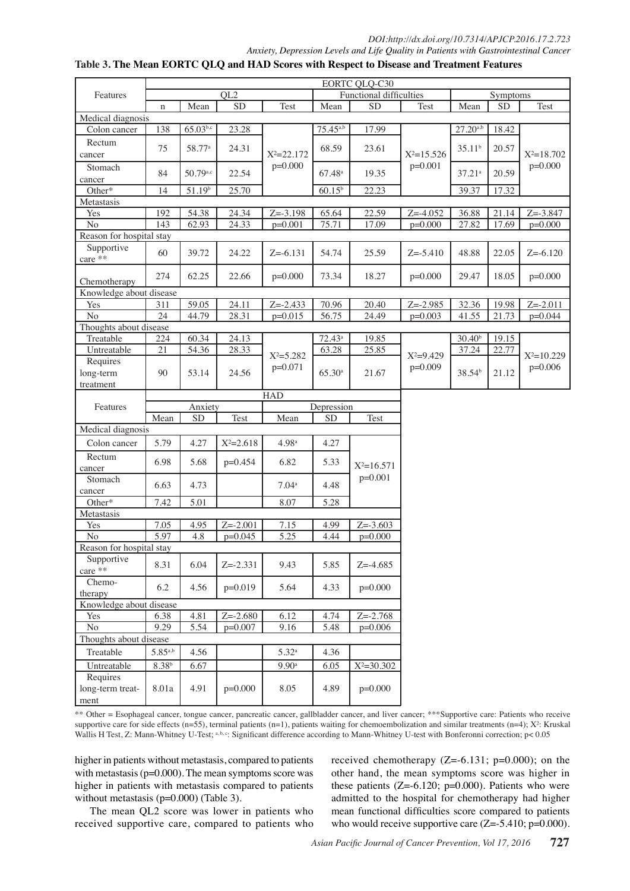**Table 3. The Mean EORTC QLQ and HAD Scores with Respect to Disease and Treatment Features**

| Features | EORTC QLQ-C30 | | | | | | | | | |
|---|---|---|---|---|---|---|---|---|---|---|
| | QL2 | | | | Functional difficulties | | | Symptoms | | |
| | n | Mean | SD | Test | Mean | SD | Test | Mean | SD | Test |
| Medical diagnosis | | | | | | | | | | |
| Colon cancer | 138 | 65.03[b,c] | 23.28 | $X^2$=22.172 p=0.000 | 75.45[a,b] | 17.99 | $X^2$=15.526 p=0.001 | 27.20[a,b] | 18.42 | $X^2$=18.702 p=0.000 |
| Rectum cancer | 75 | 58.77[a] | 24.31 | | 68.59 | 23.61 | | 35.11[b] | 20.57 | |
| Stomach cancer | 84 | 50.79[a,c] | 22.54 | | 67.48[a] | 19.35 | | 37.21[a] | 20.59 | |
| Other* | 14 | 51.19[b] | 25.70 | | 60.15[b] | 22.23 | | 39.37 | 17.32 | |
| Metastasis | | | | | | | | | | |
| Yes | 192 | 54.38 | 24.34 | Z=-3.198 | 65.64 | 22.59 | Z=-4.052 | 36.88 | 21.14 | Z=-3.847 |
| No | 143 | 62.93 | 24.33 | p=0.001 | 75.71 | 17.09 | p=0.000 | 27.82 | 17.69 | p=0.000 |
| Reason for hospital stay | | | | | | | | | | |
| Supportive care ** | 60 | 39.72 | 24.22 | Z=-6.131 | 54.74 | 25.59 | Z=-5.410 | 48.88 | 22.05 | Z=-6.120 |
| Chemotherapy | 274 | 62.25 | 22.66 | p=0.000 | 73.34 | 18.27 | p=0.000 | 29.47 | 18.05 | p=0.000 |
| Knowledge about disease | | | | | | | | | | |
| Yes | 311 | 59.05 | 24.11 | Z=-2.433 | 70.96 | 20.40 | Z=-2.985 | 32.36 | 19.98 | Z=-2.011 |
| No | 24 | 44.79 | 28.31 | p=0.015 | 56.75 | 24.49 | p=0.003 | 41.55 | 21.73 | p=0.044 |
| Thoughts about disease | | | | | | | | | | |
| Treatable | 224 | 60.34 | 24.13 | $X^2$=5.282 p=0.071 | 72.43[a] | 19.85 | $X^2$=9.429 p=0.009 | 30.40[b] | 19.15 | $X^2$=10.229 p=0.006 |
| Untreatable | 21 | 54.36 | 28.33 | | 63.28 | 25.85 | | 37.24 | 22.77 | |
| Requires long-term treatment | 90 | 53.14 | 24.56 | | 65.30[a] | 21.67 | | 38.54[b] | 21.12 | |

| Features | HAD | | | | | |
|---|---|---|---|---|---|---|
| | Anxiety | | | Depression | | |
| | Mean | SD | Test | Mean | SD | Test |
| Medical diagnosis | | | | | | |
| Colon cancer | 5.79 | 4.27 | $X^2$=2.618 | 4.98[a] | 4.27 | $X^2$=16.571 p=0.001 |
| Rectum cancer | 6.98 | 5.68 | p=0.454 | 6.82 | 5.33 | |
| Stomach cancer | 6.63 | 4.73 | | 7.04[a] | 4.48 | |
| Other* | 7.42 | 5.01 | | 8.07 | 5.28 | |
| Metastasis | | | | | | |
| Yes | 7.05 | 4.95 | Z=-2.001 | 7.15 | 4.99 | Z=-3.603 |
| No | 5.97 | 4.8 | p=0.045 | 5.25 | 4.44 | p=0.000 |
| Reason for hospital stay | | | | | | |
| Supportive care ** | 8.31 | 6.04 | Z=-2.331 | 9.43 | 5.85 | Z=-4.685 |
| Chemo-therapy | 6.2 | 4.56 | p=0.019 | 5.64 | 4.33 | p=0.000 |
| Knowledge about disease | | | | | | |
| Yes | 6.38 | 4.81 | Z=-2.680 | 6.12 | 4.74 | Z=-2.768 |
| No | 9.29 | 5.54 | p=0.007 | 9.16 | 5.48 | p=0.006 |
| Thoughts about disease | | | | | | |
| Treatable | 5.85[a,b] | 4.56 | | 5.32[a] | 4.36 | |
| Untreatable | 8.38[b] | 6.67 | | 9.90[a] | 6.05 | $X^2$=30.302 |
| Requires long-term treatment | 8.01a | 4.91 | p=0.000 | 8.05 | 4.89 | p=0.000 |

** Other = Esophageal cancer, tongue cancer, pancreatic cancer, gallbladder cancer, and liver cancer; ***Supportive care: Patients who receive supportive care for side effects (n=55), terminal patients (n=1), patients waiting for chemoembolization and similar treatments (n=4); $X^2$: Kruskal Wallis H Test, Z: Mann-Whitney U-Test; [a, b, c]: Significant difference according to Mann-Whitney U-test with Bonferonni correction; p< 0.05

higher in patients without metastasis, compared to patients with metastasis (p=0.000). The mean symptoms score was higher in patients with metastasis compared to patients without metastasis (p=0.000) (Table 3).

The mean QL2 score was lower in patients who received supportive care, compared to patients who received chemotherapy (Z=-6.131; p=0.000); on the other hand, the mean symptoms score was higher in these patients (Z=-6.120; p=0.000). Patients who were admitted to the hospital for chemotherapy had higher mean functional difficulties score compared to patients who would receive supportive care (Z=-5.410; p=0.000).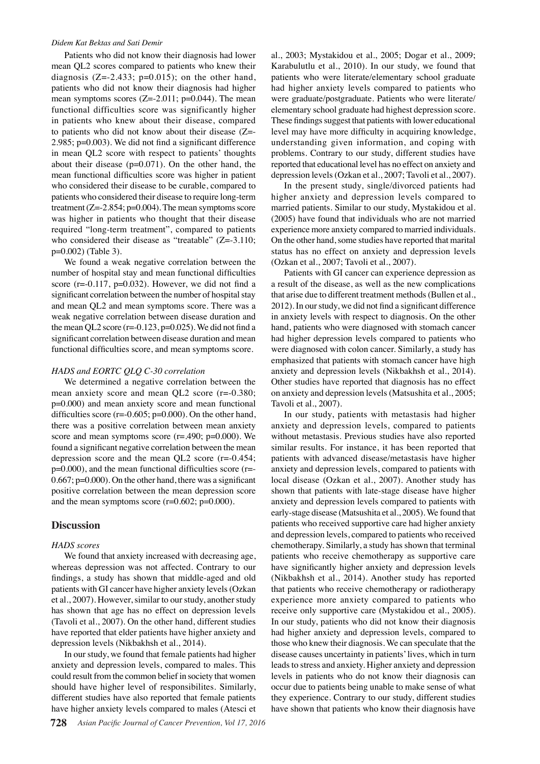Patients who did not know their diagnosis had lower mean QL2 scores compared to patients who knew their diagnosis ($Z=-2.433$; $p=0.015$); on the other hand, patients who did not know their diagnosis had higher mean symptoms scores ($Z=-2.011$; $p=0.044$). The mean functional difficulties score was significantly higher in patients who knew about their disease, compared to patients who did not know about their disease ($Z=-2.985$; $p=0.003$). We did not find a significant difference in mean QL2 score with respect to patients' thoughts about their disease ($p=0.071$). On the other hand, the mean functional difficulties score was higher in patient who considered their disease to be curable, compared to patients who considered their disease to require long-term treatment ($Z=-2.854$; $p=0.004$). The mean symptoms score was higher in patients who thought that their disease required "long-term treatment", compared to patients who considered their disease as "treatable" ($Z=-3.110$; $p=0.002$) (Table 3).

We found a weak negative correlation between the number of hospital stay and mean functional difficulties score ($r=-0.117$, $p=0.032$). However, we did not find a significant correlation between the number of hospital stay and mean QL2 and mean symptoms score. There was a weak negative correlation between disease duration and the mean QL2 score ($r=-0.123$, $p=0.025$). We did not find a significant correlation between disease duration and mean functional difficulties score, and mean symptoms score.

*HADS and EORTC QLQ C-30 correlation*

We determined a negative correlation between the mean anxiety score and mean QL2 score ($r=-0.380$; $p=0.000$) and mean anxiety score and mean functional difficulties score ($r=-0.605$; $p=0.000$). On the other hand, there was a positive correlation between mean anxiety score and mean symptoms score ($r=.490$; $p=0.000$). We found a significant negative correlation between the mean depression score and the mean QL2 score ($r=-0.454$; $p=0.000$), and the mean functional difficulties score ($r=-0.667$; $p=0.000$). On the other hand, there was a significant positive correlation between the mean depression score and the mean symptoms score ($r=0.602$; $p=0.000$).

## Discussion

*HADS scores*

We found that anxiety increased with decreasing age, whereas depression was not affected. Contrary to our findings, a study has shown that middle-aged and old patients with GI cancer have higher anxiety levels (Ozkan et al., 2007). However, similar to our study, another study has shown that age has no effect on depression levels (Tavoli et al., 2007). On the other hand, different studies have reported that elder patients have higher anxiety and depression levels (Nikbakhsh et al., 2014).

In our study, we found that female patients had higher anxiety and depression levels, compared to males. This could result from the common belief in society that women should have higher level of responsibilites. Similarly, different studies have also reported that female patients have higher anxiety levels compared to males (Atesci et al., 2003; Mystakidou et al., 2005; Dogar et al., 2009; Karabulutlu et al., 2010). In our study, we found that patients who were literate/elementary school graduate had higher anxiety levels compared to patients who were graduate/postgraduate. Patients who were literate/elementary school graduate had highest depression score. These findings suggest that patients with lower educational level may have more difficulty in acquiring knowledge, understanding given information, and coping with problems. Contrary to our study, different studies have reported that educational level has no effect on anxiety and depression levels (Ozkan et al., 2007; Tavoli et al., 2007).

In the present study, single/divorced patients had higher anxiety and depression levels compared to married patients. Similar to our study, Mystakidou et al. (2005) have found that individuals who are not married experience more anxiety compared to married individuals. On the other hand, some studies have reported that marital status has no effect on anxiety and depression levels (Ozkan et al., 2007; Tavoli et al., 2007).

Patients with GI cancer can experience depression as a result of the disease, as well as the new complications that arise due to different treatment methods (Bullen et al., 2012). In our study, we did not find a significant difference in anxiety levels with respect to diagnosis. On the other hand, patients who were diagnosed with stomach cancer had higher depression levels compared to patients who were diagnosed with colon cancer. Similarly, a study has emphasized that patients with stomach cancer have high anxiety and depression levels (Nikbakhsh et al., 2014). Other studies have reported that diagnosis has no effect on anxiety and depression levels (Matsushita et al., 2005; Tavoli et al., 2007).

In our study, patients with metastasis had higher anxiety and depression levels, compared to patients without metastasis. Previous studies have also reported similar results. For instance, it has been reported that patients with advanced disease/metastasis have higher anxiety and depression levels, compared to patients with local disease (Ozkan et al., 2007). Another study has shown that patients with late-stage disease have higher anxiety and depression levels compared to patients with early-stage disease (Matsushita et al., 2005). We found that patients who received supportive care had higher anxiety and depression levels, compared to patients who received chemotherapy. Similarly, a study has shown that terminal patients who receive chemotherapy as supportive care have significantly higher anxiety and depression levels (Nikbakhsh et al., 2014). Another study has reported that patients who receive chemotherapy or radiotherapy experience more anxiety compared to patients who receive only supportive care (Mystakidou et al., 2005). In our study, patients who did not know their diagnosis had higher anxiety and depression levels, compared to those who knew their diagnosis. We can speculate that the disease causes uncertainty in patients' lives, which in turn leads to stress and anxiety. Higher anxiety and depression levels in patients who do not know their diagnosis can occur due to patients being unable to make sense of what they experience. Contrary to our study, different studies have shown that patients who know their diagnosis have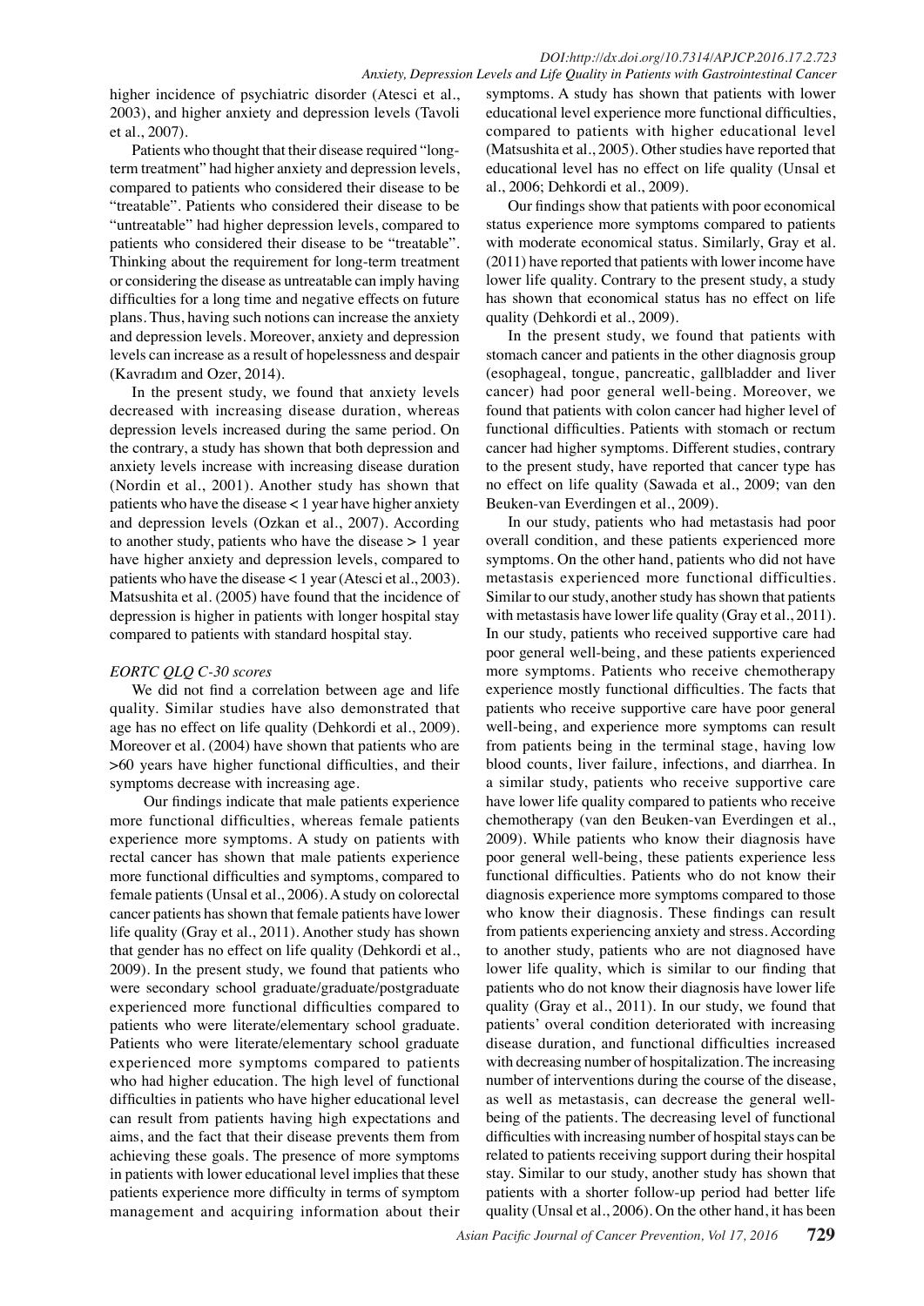higher incidence of psychiatric disorder (Atesci et al., 2003), and higher anxiety and depression levels (Tavoli et al., 2007).

Patients who thought that their disease required "long-term treatment" had higher anxiety and depression levels, compared to patients who considered their disease to be "treatable". Patients who considered their disease to be "untreatable" had higher depression levels, compared to patients who considered their disease to be "treatable". Thinking about the requirement for long-term treatment or considering the disease as untreatable can imply having difficulties for a long time and negative effects on future plans. Thus, having such notions can increase the anxiety and depression levels. Moreover, anxiety and depression levels can increase as a result of hopelessness and despair (Kavradım and Ozer, 2014).

In the present study, we found that anxiety levels decreased with increasing disease duration, whereas depression levels increased during the same period. On the contrary, a study has shown that both depression and anxiety levels increase with increasing disease duration (Nordin et al., 2001). Another study has shown that patients who have the disease < 1 year have higher anxiety and depression levels (Ozkan et al., 2007). According to another study, patients who have the disease > 1 year have higher anxiety and depression levels, compared to patients who have the disease < 1 year (Atesci et al., 2003). Matsushita et al. (2005) have found that the incidence of depression is higher in patients with longer hospital stay compared to patients with standard hospital stay.

*EORTC QLQ C-30 scores*

We did not find a correlation between age and life quality. Similar studies have also demonstrated that age has no effect on life quality (Dehkordi et al., 2009). Moreover et al. (2004) have shown that patients who are >60 years have higher functional difficulties, and their symptoms decrease with increasing age.

Our findings indicate that male patients experience more functional difficulties, whereas female patients experience more symptoms. A study on patients with rectal cancer has shown that male patients experience more functional difficulties and symptoms, compared to female patients (Unsal et al., 2006). A study on colorectal cancer patients has shown that female patients have lower life quality (Gray et al., 2011). Another study has shown that gender has no effect on life quality (Dehkordi et al., 2009). In the present study, we found that patients who were secondary school graduate/graduate/postgraduate experienced more functional difficulties compared to patients who were literate/elementary school graduate. Patients who were literate/elementary school graduate experienced more symptoms compared to patients who had higher education. The high level of functional difficulties in patients who have higher educational level can result from patients having high expectations and aims, and the fact that their disease prevents them from achieving these goals. The presence of more symptoms in patients with lower educational level implies that these patients experience more difficulty in terms of symptom management and acquiring information about their symptoms. A study has shown that patients with lower educational level experience more functional difficulties, compared to patients with higher educational level (Matsushita et al., 2005). Other studies have reported that educational level has no effect on life quality (Unsal et al., 2006; Dehkordi et al., 2009).

Our findings show that patients with poor economical status experience more symptoms compared to patients with moderate economical status. Similarly, Gray et al. (2011) have reported that patients with lower income have lower life quality. Contrary to the present study, a study has shown that economical status has no effect on life quality (Dehkordi et al., 2009).

In the present study, we found that patients with stomach cancer and patients in the other diagnosis group (esophageal, tongue, pancreatic, gallbladder and liver cancer) had poor general well-being. Moreover, we found that patients with colon cancer had higher level of functional difficulties. Patients with stomach or rectum cancer had higher symptoms. Different studies, contrary to the present study, have reported that cancer type has no effect on life quality (Sawada et al., 2009; van den Beuken-van Everdingen et al., 2009).

In our study, patients who had metastasis had poor overall condition, and these patients experienced more symptoms. On the other hand, patients who did not have metastasis experienced more functional difficulties. Similar to our study, another study has shown that patients with metastasis have lower life quality (Gray et al., 2011). In our study, patients who received supportive care had poor general well-being, and these patients experienced more symptoms. Patients who receive chemotherapy experience mostly functional difficulties. The facts that patients who receive supportive care have poor general well-being, and experience more symptoms can result from patients being in the terminal stage, having low blood counts, liver failure, infections, and diarrhea. In a similar study, patients who receive supportive care have lower life quality compared to patients who receive chemotherapy (van den Beuken-van Everdingen et al., 2009). While patients who know their diagnosis have poor general well-being, these patients experience less functional difficulties. Patients who do not know their diagnosis experience more symptoms compared to those who know their diagnosis. These findings can result from patients experiencing anxiety and stress. According to another study, patients who are not diagnosed have lower life quality, which is similar to our finding that patients who do not know their diagnosis have lower life quality (Gray et al., 2011). In our study, we found that patients' overal condition deteriorated with increasing disease duration, and functional difficulties increased with decreasing number of hospitalization. The increasing number of interventions during the course of the disease, as well as metastasis, can decrease the general well-being of the patients. The decreasing level of functional difficulties with increasing number of hospital stays can be related to patients receiving support during their hospital stay. Similar to our study, another study has shown that patients with a shorter follow-up period had better life quality (Unsal et al., 2006). On the other hand, it has been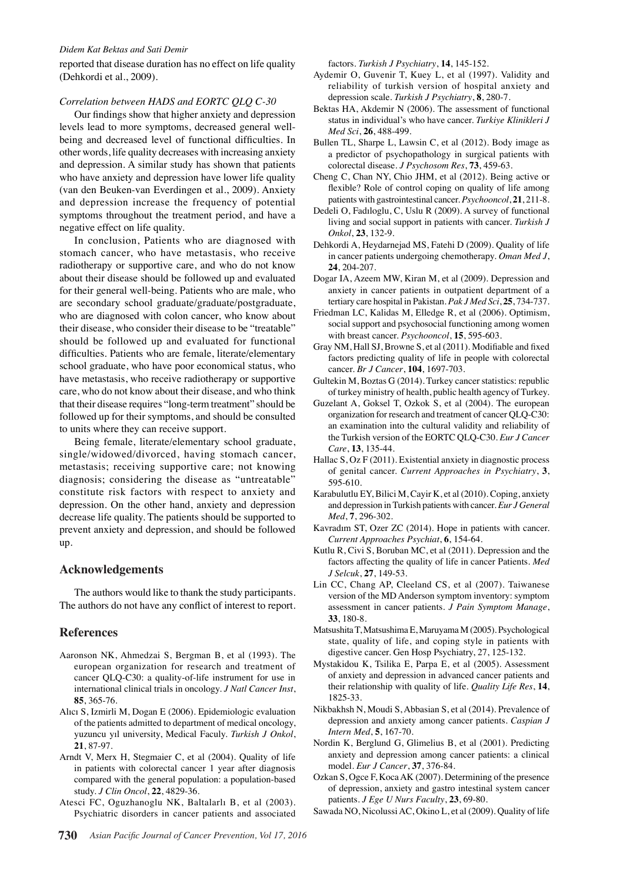reported that disease duration has no effect on life quality (Dehkordi et al., 2009).

### *Correlation between HADS and EORTC QLQ C-30*

Our findings show that higher anxiety and depression levels lead to more symptoms, decreased general well-being and decreased level of functional difficulties. In other words, life quality decreases with increasing anxiety and depression. A similar study has shown that patients who have anxiety and depression have lower life quality (van den Beuken-van Everdingen et al., 2009). Anxiety and depression increase the frequency of potential symptoms throughout the treatment period, and have a negative effect on life quality.

In conclusion, Patients who are diagnosed with stomach cancer, who have metastasis, who receive radiotherapy or supportive care, and who do not know about their disease should be followed up and evaluated for their general well-being. Patients who are male, who are secondary school graduate/graduate/postgraduate, who are diagnosed with colon cancer, who know about their disease, who consider their disease to be "treatable" should be followed up and evaluated for functional difficulties. Patients who are female, literate/elementary school graduate, who have poor economical status, who have metastasis, who receive radiotherapy or supportive care, who do not know about their disease, and who think that their disease requires "long-term treatment" should be followed up for their symptoms, and should be consulted to units where they can receive support.

Being female, literate/elementary school graduate, single/widowed/divorced, having stomach cancer, metastasis; receiving supportive care; not knowing diagnosis; considering the disease as "untreatable" constitute risk factors with respect to anxiety and depression. On the other hand, anxiety and depression decrease life quality. The patients should be supported to prevent anxiety and depression, and should be followed up.

## Acknowledgements

The authors would like to thank the study participants. The authors do not have any conflict of interest to report.

## References

Aaronson NK, Ahmedzai S, Bergman B, et al (1993). The european organization for research and treatment of cancer QLQ-C30: a quality-of-life instrument for use in international clinical trials in oncology. *J Natl Cancer Inst*, **85**, 365-76.

Alıcı S, Izmirli M, Dogan E (2006). Epidemiologic evaluation of the patients admitted to department of medical oncology, yuzuncu yıl university, Medical Faculy. *Turkish J Onkol*, **21**, 87-97.

Arndt V, Merx H, Stegmaier C, et al (2004). Quality of life in patients with colorectal cancer 1 year after diagnosis compared with the general population: a population-based study. *J Clin Oncol*, **22**, 4829-36.

Atesci FC, Oguzhanoglu NK, Baltalarlı B, et al (2003). Psychiatric disorders in cancer patients and associated factors. *Turkish J Psychiatry*, **14**, 145-152.

Aydemir O, Guvenir T, Kuey L, et al (1997). Validity and reliability of turkish version of hospital anxiety and depression scale. *Turkish J Psychiatry*, **8**, 280-7.

Bektas HA, Akdemir N (2006). The assessment of functional status in individual's who have cancer. *Turkiye Klinikleri J Med Sci*, **26**, 488-499.

Bullen TL, Sharpe L, Lawsin C, et al (2012). Body image as a predictor of psychopathology in surgical patients with colorectal disease. *J Psychosom Res*, **73**, 459-63.

Cheng C, Chan NY, Chio JHM, et al (2012). Being active or flexible? Role of control coping on quality of life among patients with gastrointestinal cancer. *Psychooncol*, **21**, 211-8.

Dedeli O, Fadıloglu, C, Uslu R (2009). A survey of functional living and social support in patients with cancer. *Turkish J Onkol*, **23**, 132-9.

Dehkordi A, Heydarnejad MS, Fatehi D (2009). Quality of life in cancer patients undergoing chemotherapy. *Oman Med J*, **24**, 204-207.

Dogar IA, Azeem MW, Kiran M, et al (2009). Depression and anxiety in cancer patients in outpatient department of a tertiary care hospital in Pakistan. *Pak J Med Sci*, **25**, 734-737.

Friedman LC, Kalidas M, Elledge R, et al (2006). Optimism, social support and psychosocial functioning among women with breast cancer. *Psychooncol*, **15**, 595-603.

Gray NM, Hall SJ, Browne S, et al (2011). Modifiable and fixed factors predicting quality of life in people with colorectal cancer. *Br J Cancer*, **104**, 1697-703.

Gultekin M, Boztas G (2014). Turkey cancer statistics: republic of turkey ministry of health, public health agency of Turkey.

Guzelant A, Goksel T, Ozkok S, et al (2004). The european organization for research and treatment of cancer QLQ-C30: an examination into the cultural validity and reliability of the Turkish version of the EORTC QLQ-C30. *Eur J Cancer Care*, **13**, 135-44.

Hallac S, Oz F (2011). Existential anxiety in diagnostic process of genital cancer. *Current Approaches in Psychiatry*, **3**, 595-610.

Karabulutlu EY, Bilici M, Cayir K, et al (2010). Coping, anxiety and depression in Turkish patients with cancer. *Eur J General Med*, **7**, 296-302.

Kavradım ST, Ozer ZC (2014). Hope in patients with cancer. *Current Approaches Psychiat*, **6**, 154-64.

Kutlu R, Civi S, Boruban MC, et al (2011). Depression and the factors affecting the quality of life in cancer Patients. *Med J Selcuk*, **27**, 149-53.

Lin CC, Chang AP, Cleeland CS, et al (2007). Taiwanese version of the MD Anderson symptom inventory: symptom assessment in cancer patients. *J Pain Symptom Manage*, **33**, 180-8.

Matsushita T, Matsushima E, Maruyama M (2005). Psychological state, quality of life, and coping style in patients with digestive cancer. Gen Hosp Psychiatry, 27, 125-132.

Mystakidou K, Tsilika E, Parpa E, et al (2005). Assessment of anxiety and depression in advanced cancer patients and their relationship with quality of life. *Quality Life Res*, **14**, 1825-33.

Nikbakhsh N, Moudi S, Abbasian S, et al (2014). Prevalence of depression and anxiety among cancer patients. *Caspian J Intern Med*, **5**, 167-70.

Nordin K, Berglund G, Glimelius B, et al (2001). Predicting anxiety and depression among cancer patients: a clinical model. *Eur J Cancer*, **37**, 376-84.

Ozkan S, Ogce F, Koca AK (2007). Determining of the presence of depression, anxiety and gastro intestinal system cancer patients. *J Ege U Nurs Faculty*, **23**, 69-80.

Sawada NO, Nicolussi AC, Okino L, et al (2009). Quality of life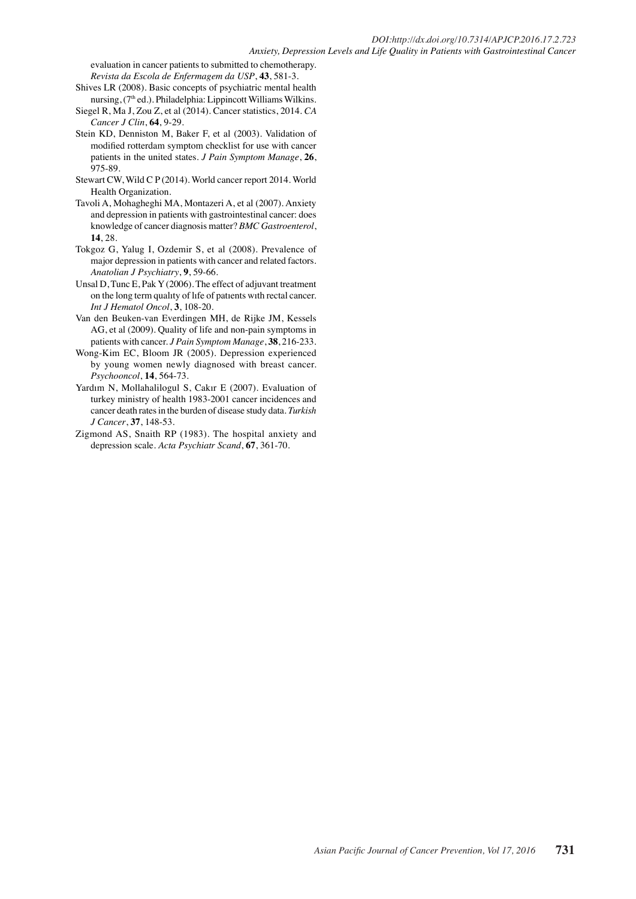evaluation in cancer patients to submitted to chemotherapy. *Revista da Escola de Enfermagem da USP*, **43**, 581-3.

Shives LR (2008). Basic concepts of psychiatric mental health nursing, (7th ed.). Philadelphia: Lippincott Williams Wilkins.

Siegel R, Ma J, Zou Z, et al (2014). Cancer statistics, 2014. *CA Cancer J Clin*, **64**, 9-29.

Stein KD, Denniston M, Baker F, et al (2003). Validation of modified rotterdam symptom checklist for use with cancer patients in the united states. *J Pain Symptom Manage*, **26**, 975-89.

Stewart CW, Wild C P (2014). World cancer report 2014. World Health Organization.

Tavoli A, Mohagheghi MA, Montazeri A, et al (2007). Anxiety and depression in patients with gastrointestinal cancer: does knowledge of cancer diagnosis matter? *BMC Gastroenterol*, **14**, 28.

Tokgoz G, Yalug I, Ozdemir S, et al (2008). Prevalence of major depression in patients with cancer and related factors. *Anatolian J Psychiatry*, **9**, 59-66.

Unsal D, Tunc E, Pak Y (2006). The effect of adjuvant treatment on the long term qualıty of lıfe of patıents wıth rectal cancer. *Int J Hematol Oncol*, **3**, 108-20.

Van den Beuken-van Everdingen MH, de Rijke JM, Kessels AG, et al (2009). Quality of life and non-pain symptoms in patients with cancer. *J Pain Symptom Manage*, **38**, 216-233.

Wong-Kim EC, Bloom JR (2005). Depression experienced by young women newly diagnosed with breast cancer. *Psychooncol*, **14**, 564-73.

Yardım N, Mollahalilogul S, Cakır E (2007). Evaluation of turkey ministry of health 1983-2001 cancer incidences and cancer death rates in the burden of disease study data. *Turkish J Cancer*, **37**, 148-53.

Zigmond AS, Snaith RP (1983). The hospital anxiety and depression scale. *Acta Psychiatr Scand*, **67**, 361-70.